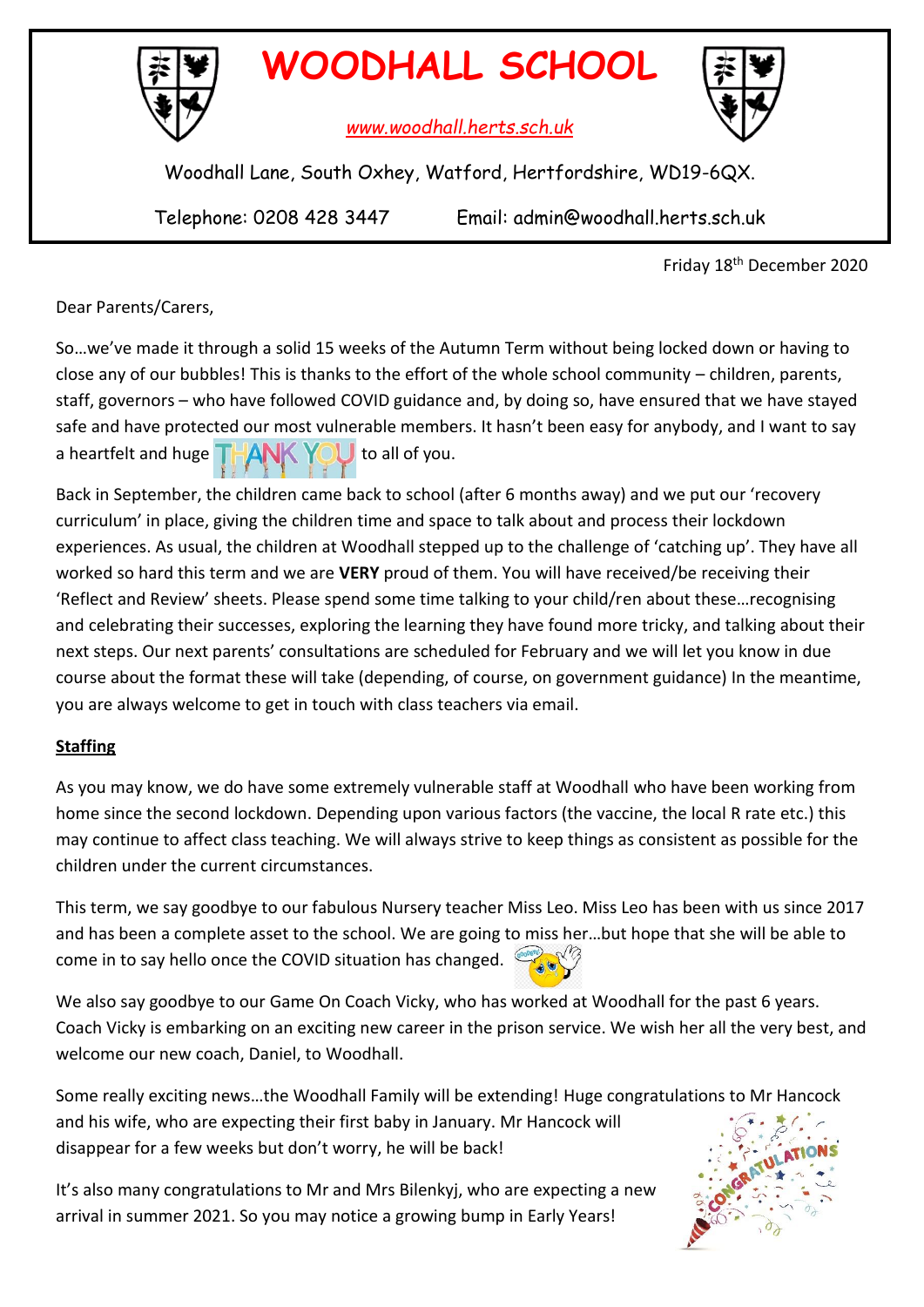# WOODHALL SCHOOL

www.woodhall.herts.sch.uk

Woodhall Lane, South Oxhey, Watford, Hertfordshire, WD19-6QX.

Telephone: 0208 428 3447 Email: admin@woodhall.herts.sch.uk

Friday 18th December 2020

Dear Parents/Carers,

So…we've made it through a solid 15 weeks of the Autumn Term without being locked down or having to close any of our bubbles! This is thanks to the effort of the whole school community – children, parents, staff, governors – who have followed COVID guidance and, by doing so, have ensured that we have stayed safe and have protected our most vulnerable members. It hasn't been easy for anybody, and I want to say a heartfelt and huge THANK YOU to all of you.

Back in September, the children came back to school (after 6 months away) and we put our 'recovery curriculum' in place, giving the children time and space to talk about and process their lockdown experiences. As usual, the children at Woodhall stepped up to the challenge of 'catching up'. They have all worked so hard this term and we are **VERY** proud of them. You will have received/be receiving their 'Reflect and Review' sheets. Please spend some time talking to your child/ren about these…recognising and celebrating their successes, exploring the learning they have found more tricky, and talking about their next steps. Our next parents' consultations are scheduled for February and we will let you know in due course about the format these will take (depending, of course, on government guidance) In the meantime, you are always welcome to get in touch with class teachers via email.

## Staffing

As you may know, we do have some extremely vulnerable staff at Woodhall who have been working from home since the second lockdown. Depending upon various factors (the vaccine, the local R rate etc.) this may continue to affect class teaching. We will always strive to keep things as consistent as possible for the children under the current circumstances.

This term, we say goodbye to our fabulous Nursery teacher Miss Leo. Miss Leo has been with us since 2017 and has been a complete asset to the school. We are going to miss her…but hope that she will be able to come in to say hello once the COVID situation has changed.

We also say goodbye to our Game On Coach Vicky, who has worked at Woodhall for the past 6 years. Coach Vicky is embarking on an exciting new career in the prison service. We wish her all the very best, and welcome our new coach, Daniel, to Woodhall.

Some really exciting news…the Woodhall Family will be extending! Huge congratulations to Mr Hancock and his wife, who are expecting their first baby in January. Mr Hancock will disappear for a few weeks but don't worry, he will be back!

It's also many congratulations to Mr and Mrs Bilenkyj, who are expecting a new arrival in summer 2021. So you may notice a growing bump in Early Years!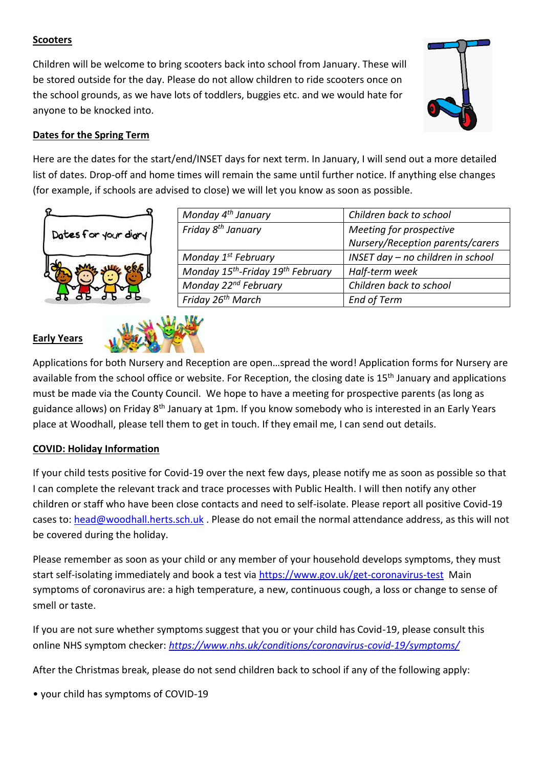## Scooters

Children will be welcome to bring scooters back into school from January. These will be stored outside for the day. Please do not allow children to ride scooters once on the school grounds, as we have lots of toddlers, buggies etc. and we would hate for anyone to be knocked into.

## Dates for the Spring Term

Here are the dates for the start/end/INSET days for next term. In January, I will send out a more detailed list of dates. Drop-off and home times will remain the same until further notice. If anything else changes (for example, if schools are advised to close) we will let you know as soon as possible.

| | |
|---|---|
| *Monday 4th January* | *Children back to school* |
| *Friday 8th January* | *Meeting for prospective Nursery/Reception parents/carers* |
| *Monday 1st February* | *INSET day – no children in school* |
| *Monday 15th-Friday 19th February* | *Half-term week* |
| *Monday 22nd February* | *Children back to school* |
| *Friday 26th March* | *End of Term* |

## Early Years

Applications for both Nursery and Reception are open…spread the word! Application forms for Nursery are available from the school office or website. For Reception, the closing date is 15th January and applications must be made via the County Council. We hope to have a meeting for prospective parents (as long as guidance allows) on Friday 8th January at 1pm. If you know somebody who is interested in an Early Years place at Woodhall, please tell them to get in touch. If they email me, I can send out details.

## COVID: Holiday Information

If your child tests positive for Covid-19 over the next few days, please notify me as soon as possible so that I can complete the relevant track and trace processes with Public Health. I will then notify any other children or staff who have been close contacts and need to self-isolate. Please report all positive Covid-19 cases to: head@woodhall.herts.sch.uk . Please do not email the normal attendance address, as this will not be covered during the holiday.

Please remember as soon as your child or any member of your household develops symptoms, they must start self-isolating immediately and book a test via https://www.gov.uk/get-coronavirus-test Main symptoms of coronavirus are: a high temperature, a new, continuous cough, a loss or change to sense of smell or taste.

If you are not sure whether symptoms suggest that you or your child has Covid-19, please consult this online NHS symptom checker: *https://www.nhs.uk/conditions/coronavirus-covid-19/symptoms/*

After the Christmas break, please do not send children back to school if any of the following apply:

• your child has symptoms of COVID-19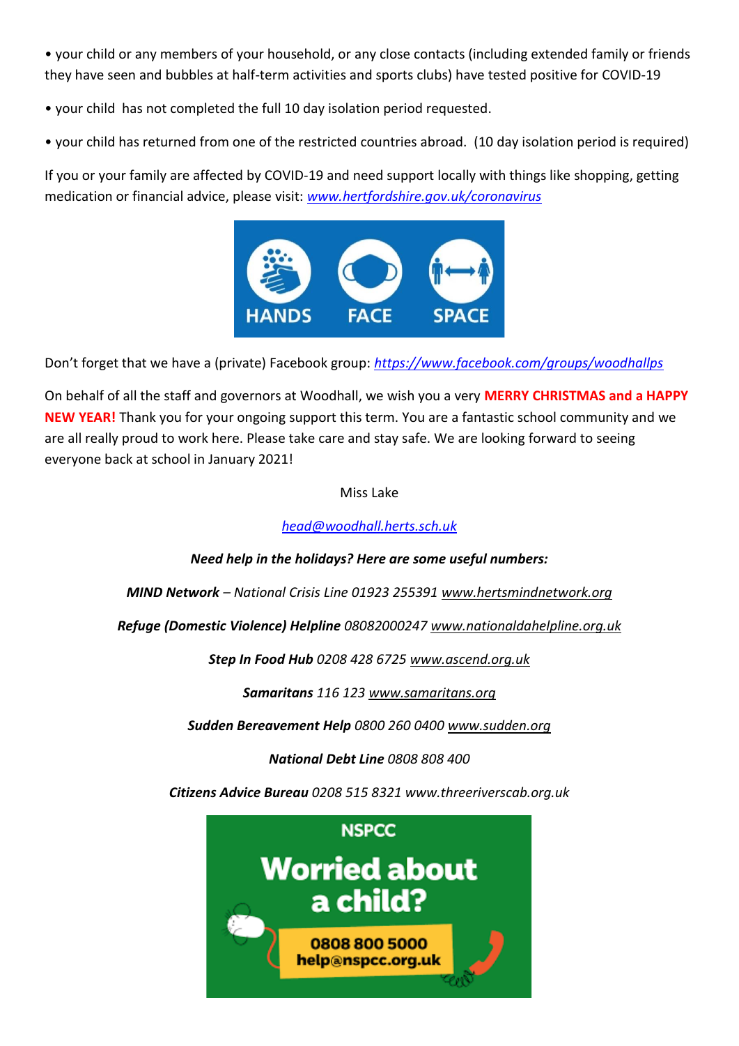- your child or any members of your household, or any close contacts (including extended family or friends they have seen and bubbles at half-term activities and sports clubs) have tested positive for COVID-19
- your child has not completed the full 10 day isolation period requested.
- your child has returned from one of the restricted countries abroad. (10 day isolation period is required)

If you or your family are affected by COVID-19 and need support locally with things like shopping, getting medication or financial advice, please visit: *www.hertfordshire.gov.uk/coronavirus*

HANDS FACE SPACE

Don't forget that we have a (private) Facebook group: *https://www.facebook.com/groups/woodhallps*

On behalf of all the staff and governors at Woodhall, we wish you a very **MERRY CHRISTMAS and a HAPPY NEW YEAR!** Thank you for your ongoing support this term. You are a fantastic school community and we are all really proud to work here. Please take care and stay safe. We are looking forward to seeing everyone back at school in January 2021!

Miss Lake

*head@woodhall.herts.sch.uk*

***Need help in the holidays? Here are some useful numbers:***

***MIND Network*** *– National Crisis Line 01923 255391* www.hertsmindnetwork.org

***Refuge (Domestic Violence) Helpline*** *08082000247* www.nationaldahelpline.org.uk

***Step In Food Hub*** *0208 428 6725* www.ascend.org.uk

***Samaritans*** *116 123* www.samaritans.org

***Sudden Bereavement Help*** *0800 260 0400* www.sudden.org

***National Debt Line*** *0808 808 400*

***Citizens Advice Bureau*** *0208 515 8321 www.threeriverscab.org.uk*

NSPCC

**Worried about a child?**

**0808 800 5000**
**help@nspcc.org.uk**